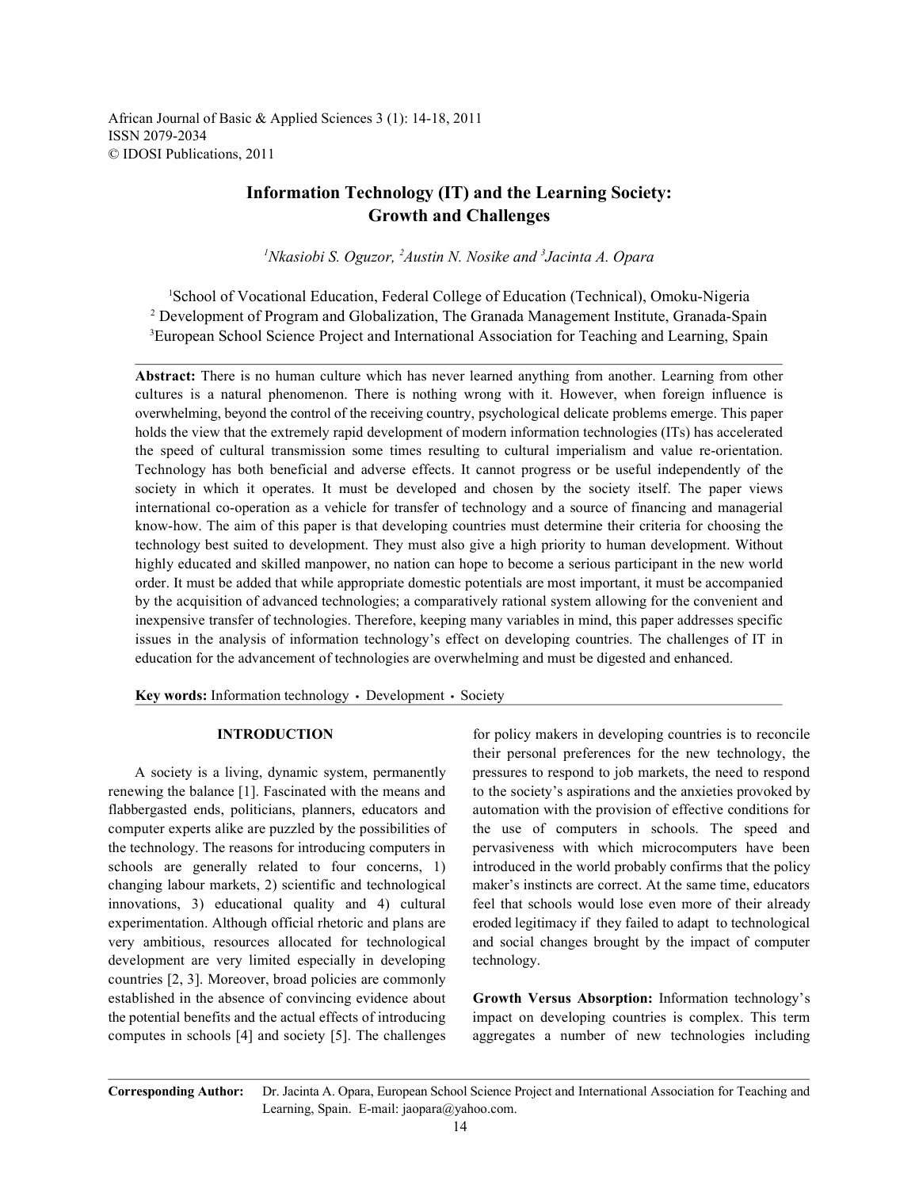# Information Technology (IT) and the Learning Society: Growth and Challenges

*[1]Nkasiobi S. Oguzor, [2]Austin N. Nosike and [3]Jacinta A. Opara*

[1]School of Vocational Education, Federal College of Education (Technical), Omoku-Nigeria
[2] Development of Program and Globalization, The Granada Management Institute, Granada-Spain
[3]European School Science Project and International Association for Teaching and Learning, Spain

**Abstract:** There is no human culture which has never learned anything from another. Learning from other cultures is a natural phenomenon. There is nothing wrong with it. However, when foreign influence is overwhelming, beyond the control of the receiving country, psychological delicate problems emerge. This paper holds the view that the extremely rapid development of modern information technologies (ITs) has accelerated the speed of cultural transmission some times resulting to cultural imperialism and value re-orientation. Technology has both beneficial and adverse effects. It cannot progress or be useful independently of the society in which it operates. It must be developed and chosen by the society itself. The paper views international co-operation as a vehicle for transfer of technology and a source of financing and managerial know-how. The aim of this paper is that developing countries must determine their criteria for choosing the technology best suited to development. They must also give a high priority to human development. Without highly educated and skilled manpower, no nation can hope to become a serious participant in the new world order. It must be added that while appropriate domestic potentials are most important, it must be accompanied by the acquisition of advanced technologies; a comparatively rational system allowing for the convenient and inexpensive transfer of technologies. Therefore, keeping many variables in mind, this paper addresses specific issues in the analysis of information technology's effect on developing countries. The challenges of IT in education for the advancement of technologies are overwhelming and must be digested and enhanced.

**Key words:** Information technology • Development • Society

## INTRODUCTION

A society is a living, dynamic system, permanently renewing the balance [1]. Fascinated with the means and flabbergasted ends, politicians, planners, educators and computer experts alike are puzzled by the possibilities of the technology. The reasons for introducing computers in schools are generally related to four concerns, 1) changing labour markets, 2) scientific and technological innovations, 3) educational quality and 4) cultural experimentation. Although official rhetoric and plans are very ambitious, resources allocated for technological development are very limited especially in developing countries [2, 3]. Moreover, broad policies are commonly established in the absence of convincing evidence about the potential benefits and the actual effects of introducing computes in schools [4] and society [5]. The challenges for policy makers in developing countries is to reconcile their personal preferences for the new technology, the pressures to respond to job markets, the need to respond to the society's aspirations and the anxieties provoked by automation with the provision of effective conditions for the use of computers in schools. The speed and pervasiveness with which microcomputers have been introduced in the world probably confirms that the policy maker's instincts are correct. At the same time, educators feel that schools would lose even more of their already eroded legitimacy if they failed to adapt to technological and social changes brought by the impact of computer technology.

**Growth Versus Absorption:** Information technology's impact on developing countries is complex. This term aggregates a number of new technologies including

**Corresponding Author:** Dr. Jacinta A. Opara, European School Science Project and International Association for Teaching and Learning, Spain. E-mail: jaopara@yahoo.com.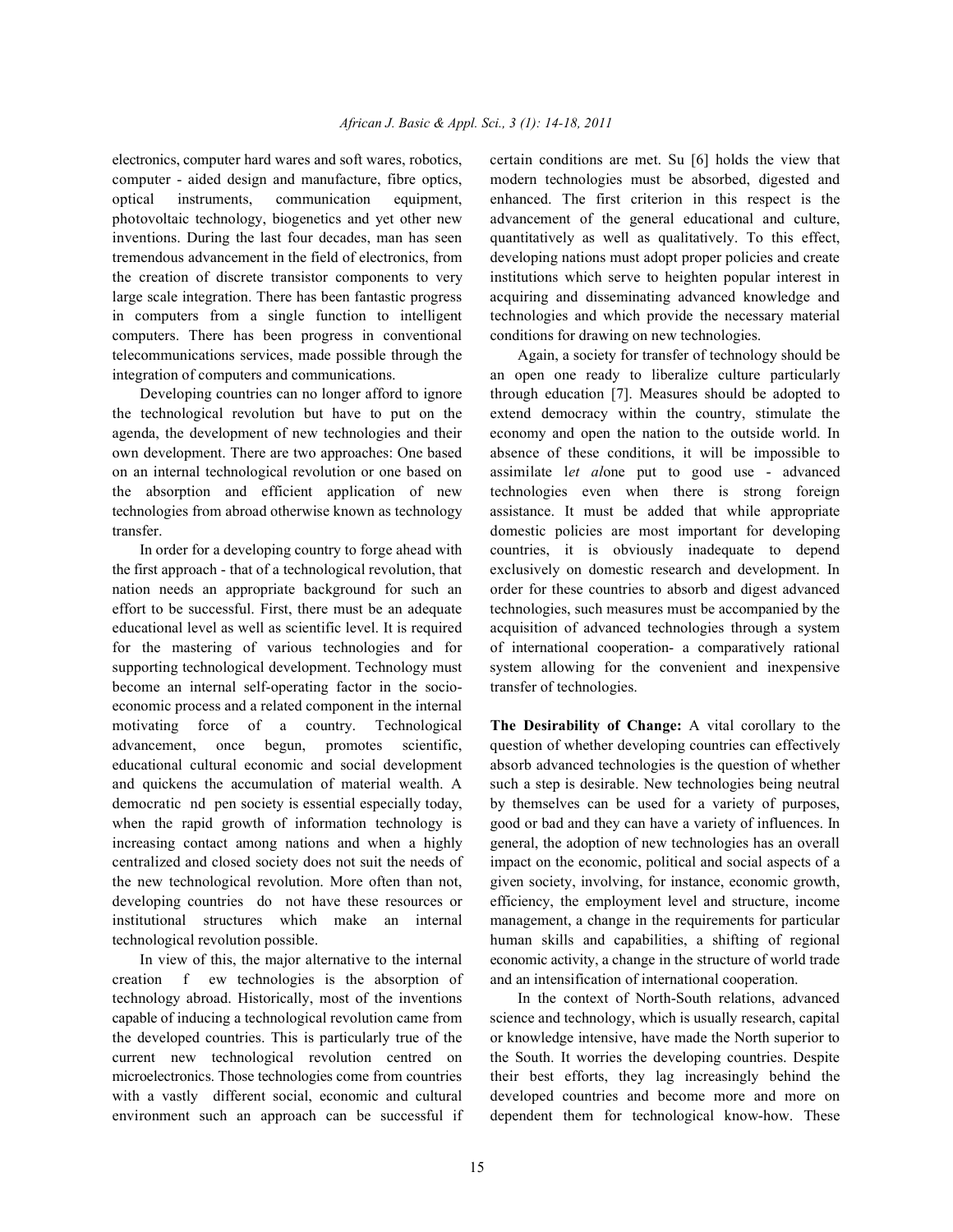electronics, computer hard wares and soft wares, robotics, computer - aided design and manufacture, fibre optics, optical instruments, communication equipment, photovoltaic technology, biogenetics and yet other new inventions. During the last four decades, man has seen tremendous advancement in the field of electronics, from the creation of discrete transistor components to very large scale integration. There has been fantastic progress in computers from a single function to intelligent computers. There has been progress in conventional telecommunications services, made possible through the integration of computers and communications.

Developing countries can no longer afford to ignore the technological revolution but have to put on the agenda, the development of new technologies and their own development. There are two approaches: One based on an internal technological revolution or one based on the absorption and efficient application of new technologies from abroad otherwise known as technology transfer.

In order for a developing country to forge ahead with the first approach - that of a technological revolution, that nation needs an appropriate background for such an effort to be successful. First, there must be an adequate educational level as well as scientific level. It is required for the mastering of various technologies and for supporting technological development. Technology must become an internal self-operating factor in the socio-economic process and a related component in the internal motivating force of a country. Technological advancement, once begun, promotes scientific, educational cultural economic and social development and quickens the accumulation of material wealth. A democratic nd pen society is essential especially today, when the rapid growth of information technology is increasing contact among nations and when a highly centralized and closed society does not suit the needs of the new technological revolution. More often than not, developing countries do not have these resources or institutional structures which make an internal technological revolution possible.

In view of this, the major alternative to the internal creation f ew technologies is the absorption of technology abroad. Historically, most of the inventions capable of inducing a technological revolution came from the developed countries. This is particularly true of the current new technological revolution centred on microelectronics. Those technologies come from countries with a vastly different social, economic and cultural environment such an approach can be successful if certain conditions are met. Su [6] holds the view that modern technologies must be absorbed, digested and enhanced. The first criterion in this respect is the advancement of the general educational and culture, quantitatively as well as qualitatively. To this effect, developing nations must adopt proper policies and create institutions which serve to heighten popular interest in acquiring and disseminating advanced knowledge and technologies and which provide the necessary material conditions for drawing on new technologies.

Again, a society for transfer of technology should be an open one ready to liberalize culture particularly through education [7]. Measures should be adopted to extend democracy within the country, stimulate the economy and open the nation to the outside world. In absence of these conditions, it will be impossible to assimilate l*et al*one put to good use - advanced technologies even when there is strong foreign assistance. It must be added that while appropriate domestic policies are most important for developing countries, it is obviously inadequate to depend exclusively on domestic research and development. In order for these countries to absorb and digest advanced technologies, such measures must be accompanied by the acquisition of advanced technologies through a system of international cooperation- a comparatively rational system allowing for the convenient and inexpensive transfer of technologies.

**The Desirability of Change:** A vital corollary to the question of whether developing countries can effectively absorb advanced technologies is the question of whether such a step is desirable. New technologies being neutral by themselves can be used for a variety of purposes, good or bad and they can have a variety of influences. In general, the adoption of new technologies has an overall impact on the economic, political and social aspects of a given society, involving, for instance, economic growth, efficiency, the employment level and structure, income management, a change in the requirements for particular human skills and capabilities, a shifting of regional economic activity, a change in the structure of world trade and an intensification of international cooperation.

In the context of North-South relations, advanced science and technology, which is usually research, capital or knowledge intensive, have made the North superior to the South. It worries the developing countries. Despite their best efforts, they lag increasingly behind the developed countries and become more and more on dependent them for technological know-how. These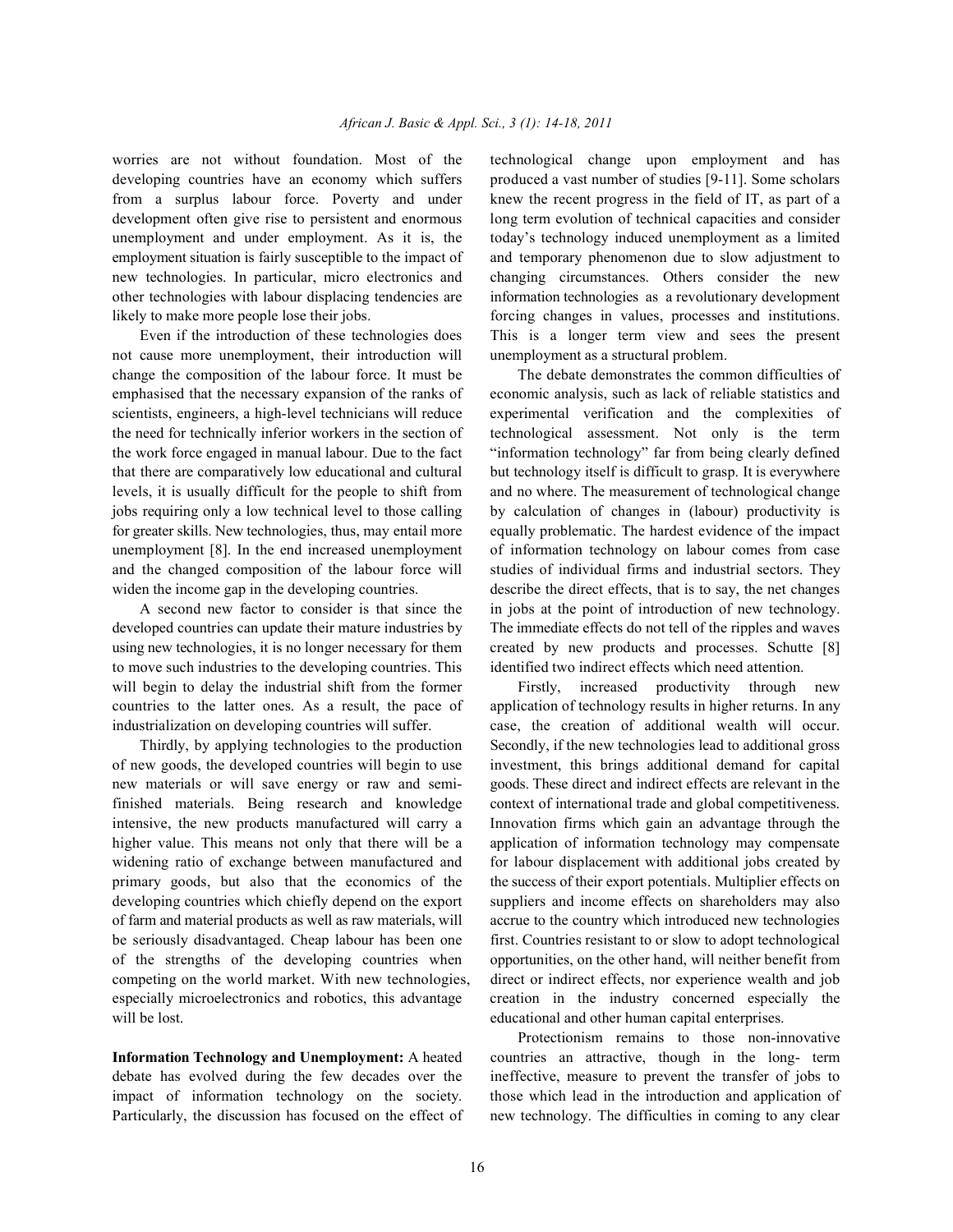worries are not without foundation. Most of the developing countries have an economy which suffers from a surplus labour force. Poverty and under development often give rise to persistent and enormous unemployment and under employment. As it is, the employment situation is fairly susceptible to the impact of new technologies. In particular, micro electronics and other technologies with labour displacing tendencies are likely to make more people lose their jobs.

Even if the introduction of these technologies does not cause more unemployment, their introduction will change the composition of the labour force. It must be emphasised that the necessary expansion of the ranks of scientists, engineers, a high-level technicians will reduce the need for technically inferior workers in the section of the work force engaged in manual labour. Due to the fact that there are comparatively low educational and cultural levels, it is usually difficult for the people to shift from jobs requiring only a low technical level to those calling for greater skills. New technologies, thus, may entail more unemployment [8]. In the end increased unemployment and the changed composition of the labour force will widen the income gap in the developing countries.

A second new factor to consider is that since the developed countries can update their mature industries by using new technologies, it is no longer necessary for them to move such industries to the developing countries. This will begin to delay the industrial shift from the former countries to the latter ones. As a result, the pace of industrialization on developing countries will suffer.

Thirdly, by applying technologies to the production of new goods, the developed countries will begin to use new materials or will save energy or raw and semi-finished materials. Being research and knowledge intensive, the new products manufactured will carry a higher value. This means not only that there will be a widening ratio of exchange between manufactured and primary goods, but also that the economics of the developing countries which chiefly depend on the export of farm and material products as well as raw materials, will be seriously disadvantaged. Cheap labour has been one of the strengths of the developing countries when competing on the world market. With new technologies, especially microelectronics and robotics, this advantage will be lost.

**Information Technology and Unemployment:** A heated debate has evolved during the few decades over the impact of information technology on the society. Particularly, the discussion has focused on the effect of technological change upon employment and has produced a vast number of studies [9-11]. Some scholars knew the recent progress in the field of IT, as part of a long term evolution of technical capacities and consider today's technology induced unemployment as a limited and temporary phenomenon due to slow adjustment to changing circumstances. Others consider the new information technologies as a revolutionary development forcing changes in values, processes and institutions. This is a longer term view and sees the present unemployment as a structural problem.

The debate demonstrates the common difficulties of economic analysis, such as lack of reliable statistics and experimental verification and the complexities of technological assessment. Not only is the term "information technology" far from being clearly defined but technology itself is difficult to grasp. It is everywhere and no where. The measurement of technological change by calculation of changes in (labour) productivity is equally problematic. The hardest evidence of the impact of information technology on labour comes from case studies of individual firms and industrial sectors. They describe the direct effects, that is to say, the net changes in jobs at the point of introduction of new technology. The immediate effects do not tell of the ripples and waves created by new products and processes. Schutte [8] identified two indirect effects which need attention.

Firstly, increased productivity through new application of technology results in higher returns. In any case, the creation of additional wealth will occur. Secondly, if the new technologies lead to additional gross investment, this brings additional demand for capital goods. These direct and indirect effects are relevant in the context of international trade and global competitiveness. Innovation firms which gain an advantage through the application of information technology may compensate for labour displacement with additional jobs created by the success of their export potentials. Multiplier effects on suppliers and income effects on shareholders may also accrue to the country which introduced new technologies first. Countries resistant to or slow to adopt technological opportunities, on the other hand, will neither benefit from direct or indirect effects, nor experience wealth and job creation in the industry concerned especially the educational and other human capital enterprises.

Protectionism remains to those non-innovative countries an attractive, though in the long- term ineffective, measure to prevent the transfer of jobs to those which lead in the introduction and application of new technology. The difficulties in coming to any clear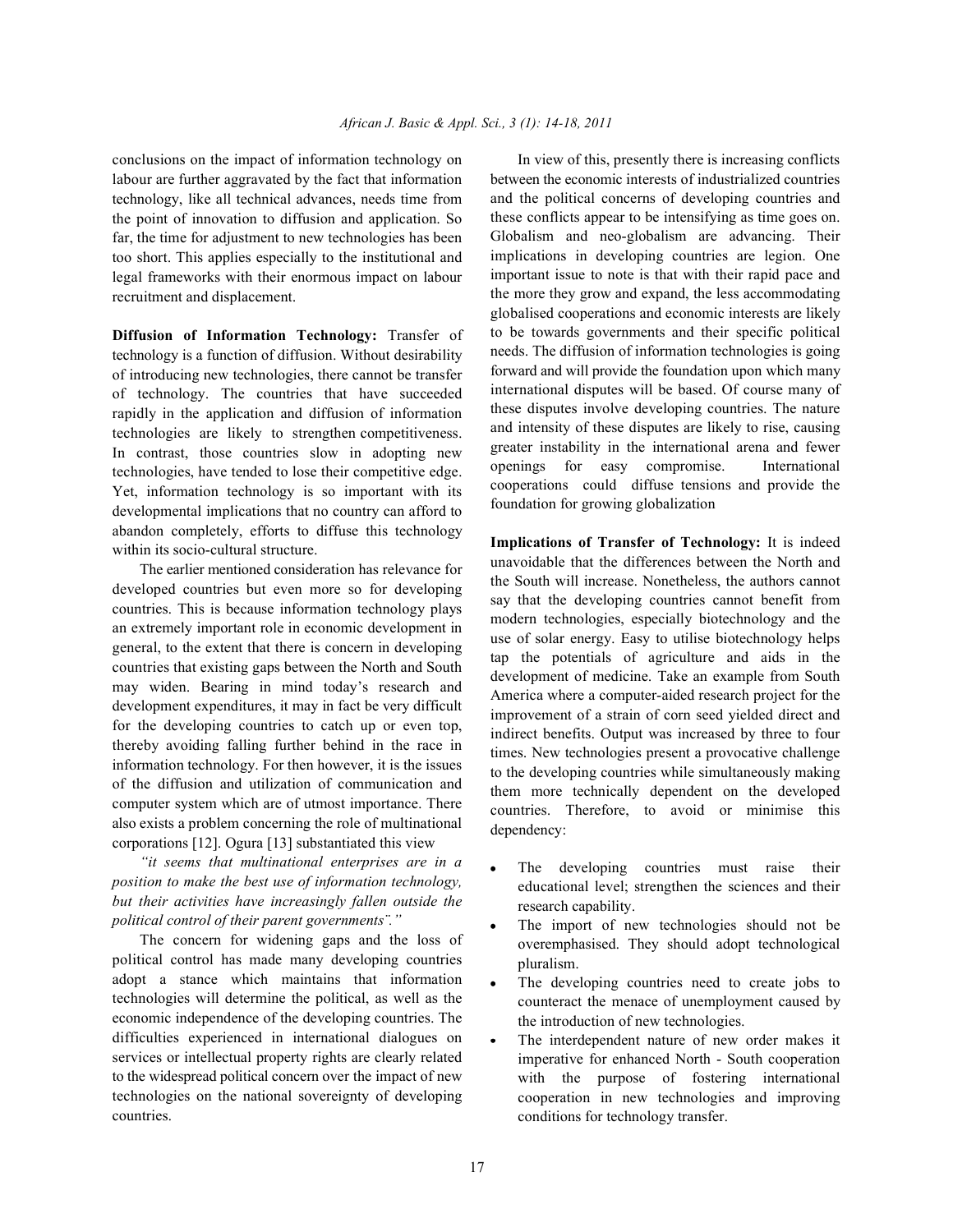conclusions on the impact of information technology on labour are further aggravated by the fact that information technology, like all technical advances, needs time from the point of innovation to diffusion and application. So far, the time for adjustment to new technologies has been too short. This applies especially to the institutional and legal frameworks with their enormous impact on labour recruitment and displacement.

**Diffusion of Information Technology:** Transfer of technology is a function of diffusion. Without desirability of introducing new technologies, there cannot be transfer of technology. The countries that have succeeded rapidly in the application and diffusion of information technologies are likely to strengthen competitiveness. In contrast, those countries slow in adopting new technologies, have tended to lose their competitive edge. Yet, information technology is so important with its developmental implications that no country can afford to abandon completely, efforts to diffuse this technology within its socio-cultural structure.

The earlier mentioned consideration has relevance for developed countries but even more so for developing countries. This is because information technology plays an extremely important role in economic development in general, to the extent that there is concern in developing countries that existing gaps between the North and South may widen. Bearing in mind today's research and development expenditures, it may in fact be very difficult for the developing countries to catch up or even top, thereby avoiding falling further behind in the race in information technology. For then however, it is the issues of the diffusion and utilization of communication and computer system which are of utmost importance. There also exists a problem concerning the role of multinational corporations [12]. Ogura [13] substantiated this view

*"it seems that multinational enterprises are in a position to make the best use of information technology, but their activities have increasingly fallen outside the political control of their parent governments"."*

The concern for widening gaps and the loss of political control has made many developing countries adopt a stance which maintains that information technologies will determine the political, as well as the economic independence of the developing countries. The difficulties experienced in international dialogues on services or intellectual property rights are clearly related to the widespread political concern over the impact of new technologies on the national sovereignty of developing countries.

In view of this, presently there is increasing conflicts between the economic interests of industrialized countries and the political concerns of developing countries and these conflicts appear to be intensifying as time goes on. Globalism and neo-globalism are advancing. Their implications in developing countries are legion. One important issue to note is that with their rapid pace and the more they grow and expand, the less accommodating globalised cooperations and economic interests are likely to be towards governments and their specific political needs. The diffusion of information technologies is going forward and will provide the foundation upon which many international disputes will be based. Of course many of these disputes involve developing countries. The nature and intensity of these disputes are likely to rise, causing greater instability in the international arena and fewer openings for easy compromise. International cooperations could diffuse tensions and provide the foundation for growing globalization

**Implications of Transfer of Technology:** It is indeed unavoidable that the differences between the North and the South will increase. Nonetheless, the authors cannot say that the developing countries cannot benefit from modern technologies, especially biotechnology and the use of solar energy. Easy to utilise biotechnology helps tap the potentials of agriculture and aids in the development of medicine. Take an example from South America where a computer-aided research project for the improvement of a strain of corn seed yielded direct and indirect benefits. Output was increased by three to four times. New technologies present a provocative challenge to the developing countries while simultaneously making them more technically dependent on the developed countries. Therefore, to avoid or minimise this dependency:

- The developing countries must raise their educational level; strengthen the sciences and their research capability.
- The import of new technologies should not be overemphasised. They should adopt technological pluralism.
- The developing countries need to create jobs to counteract the menace of unemployment caused by the introduction of new technologies.
- The interdependent nature of new order makes it imperative for enhanced North - South cooperation with the purpose of fostering international cooperation in new technologies and improving conditions for technology transfer.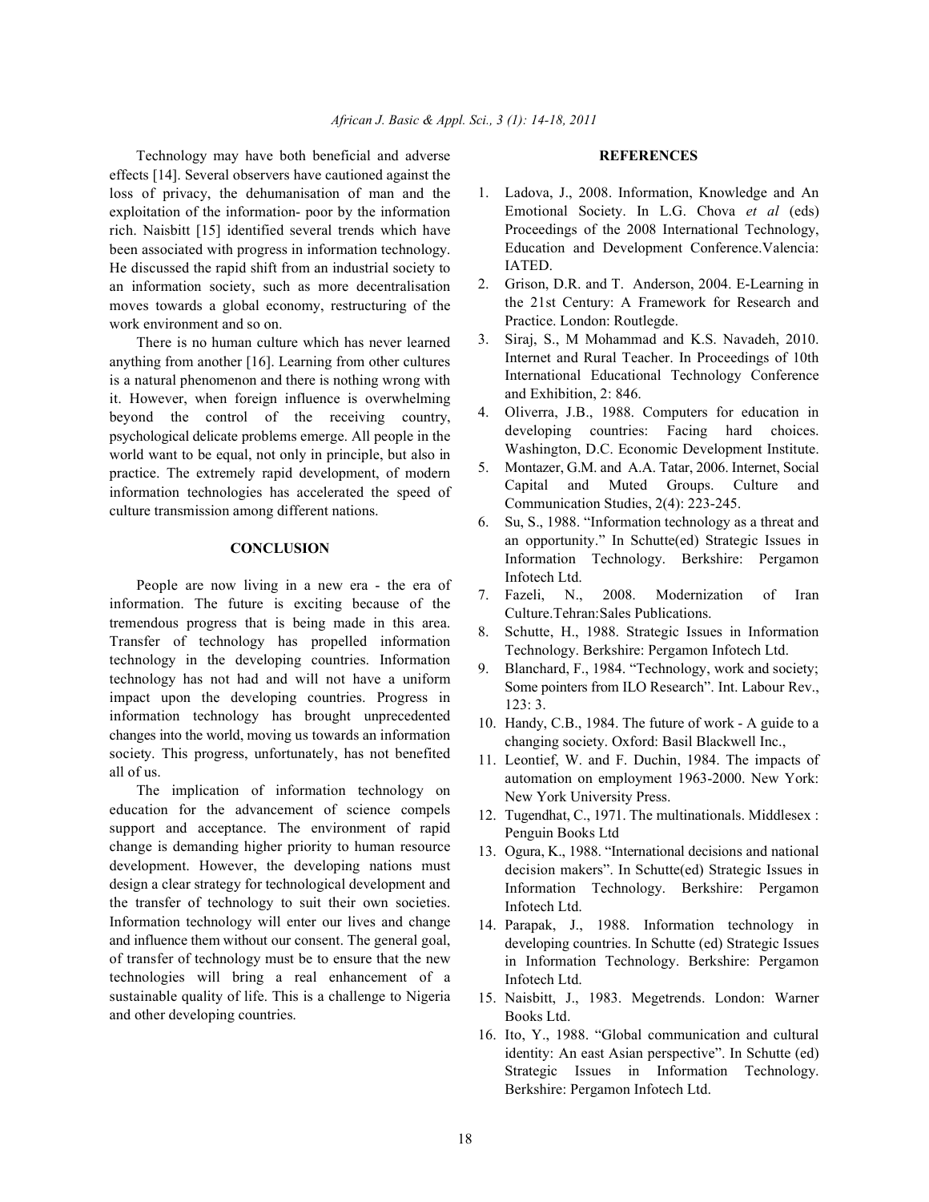Technology may have both beneficial and adverse effects [14]. Several observers have cautioned against the loss of privacy, the dehumanisation of man and the exploitation of the information- poor by the information rich. Naisbitt [15] identified several trends which have been associated with progress in information technology. He discussed the rapid shift from an industrial society to an information society, such as more decentralisation moves towards a global economy, restructuring of the work environment and so on.

There is no human culture which has never learned anything from another [16]. Learning from other cultures is a natural phenomenon and there is nothing wrong with it. However, when foreign influence is overwhelming beyond the control of the receiving country, psychological delicate problems emerge. All people in the world want to be equal, not only in principle, but also in practice. The extremely rapid development, of modern information technologies has accelerated the speed of culture transmission among different nations.

## CONCLUSION

People are now living in a new era - the era of information. The future is exciting because of the tremendous progress that is being made in this area. Transfer of technology has propelled information technology in the developing countries. Information technology has not had and will not have a uniform impact upon the developing countries. Progress in information technology has brought unprecedented changes into the world, moving us towards an information society. This progress, unfortunately, has not benefited all of us.

The implication of information technology on education for the advancement of science compels support and acceptance. The environment of rapid change is demanding higher priority to human resource development. However, the developing nations must design a clear strategy for technological development and the transfer of technology to suit their own societies. Information technology will enter our lives and change and influence them without our consent. The general goal, of transfer of technology must be to ensure that the new technologies will bring a real enhancement of a sustainable quality of life. This is a challenge to Nigeria and other developing countries.

## REFERENCES

1. Ladova, J., 2008. Information, Knowledge and An Emotional Society. In L.G. Chova *et al* (eds) Proceedings of the 2008 International Technology, Education and Development Conference.Valencia: IATED.
2. Grison, D.R. and T. Anderson, 2004. E-Learning in the 21st Century: A Framework for Research and Practice. London: Routlegde.
3. Siraj, S., M Mohammad and K.S. Navadeh, 2010. Internet and Rural Teacher. In Proceedings of 10th International Educational Technology Conference and Exhibition, 2: 846.
4. Oliverra, J.B., 1988. Computers for education in developing countries: Facing hard choices. Washington, D.C. Economic Development Institute.
5. Montazer, G.M. and A.A. Tatar, 2006. Internet, Social Capital and Muted Groups. Culture and Communication Studies, 2(4): 223-245.
6. Su, S., 1988. "Information technology as a threat and an opportunity." In Schutte(ed) Strategic Issues in Information Technology. Berkshire: Pergamon Infotech Ltd.
7. Fazeli, N., 2008. Modernization of Iran Culture.Tehran:Sales Publications.
8. Schutte, H., 1988. Strategic Issues in Information Technology. Berkshire: Pergamon Infotech Ltd.
9. Blanchard, F., 1984. "Technology, work and society; Some pointers from ILO Research". Int. Labour Rev., 123: 3.
10. Handy, C.B., 1984. The future of work - A guide to a changing society. Oxford: Basil Blackwell Inc.,
11. Leontief, W. and F. Duchin, 1984. The impacts of automation on employment 1963-2000. New York: New York University Press.
12. Tugendhat, C., 1971. The multinationals. Middlesex : Penguin Books Ltd
13. Ogura, K., 1988. "International decisions and national decision makers". In Schutte(ed) Strategic Issues in Information Technology. Berkshire: Pergamon Infotech Ltd.
14. Parapak, J., 1988. Information technology in developing countries. In Schutte (ed) Strategic Issues in Information Technology. Berkshire: Pergamon Infotech Ltd.
15. Naisbitt, J., 1983. Megetrends. London: Warner Books Ltd.
16. Ito, Y., 1988. "Global communication and cultural identity: An east Asian perspective". In Schutte (ed) Strategic Issues in Information Technology. Berkshire: Pergamon Infotech Ltd.